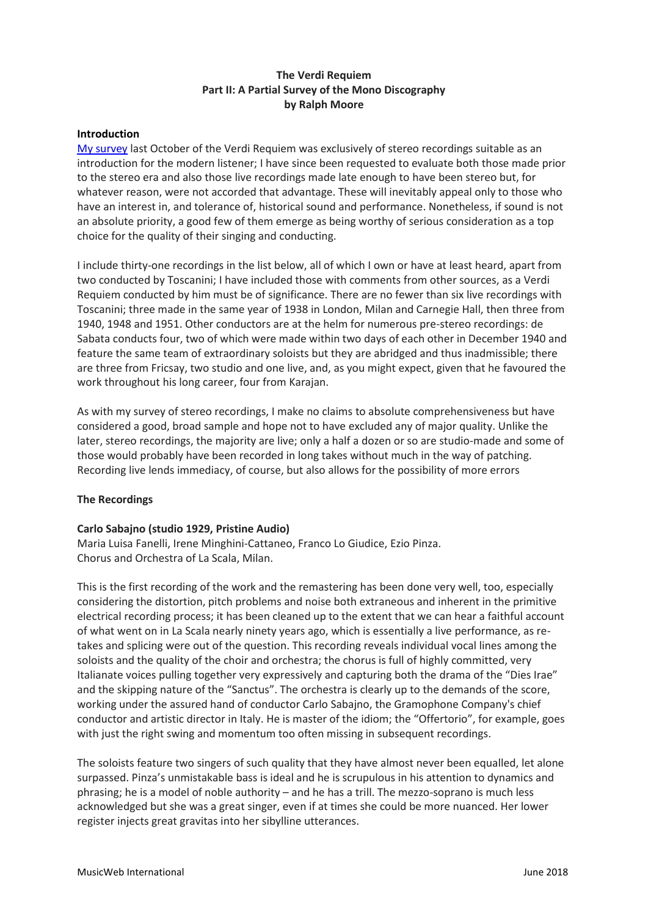# The Verdi Requiem
## Part II: A Partial Survey of the Mono Discography
### by Ralph Moore

### Introduction

My survey last October of the Verdi Requiem was exclusively of stereo recordings suitable as an introduction for the modern listener; I have since been requested to evaluate both those made prior to the stereo era and also those live recordings made late enough to have been stereo but, for whatever reason, were not accorded that advantage. These will inevitably appeal only to those who have an interest in, and tolerance of, historical sound and performance. Nonetheless, if sound is not an absolute priority, a good few of them emerge as being worthy of serious consideration as a top choice for the quality of their singing and conducting.

I include thirty-one recordings in the list below, all of which I own or have at least heard, apart from two conducted by Toscanini; I have included those with comments from other sources, as a Verdi Requiem conducted by him must be of significance. There are no fewer than six live recordings with Toscanini; three made in the same year of 1938 in London, Milan and Carnegie Hall, then three from 1940, 1948 and 1951. Other conductors are at the helm for numerous pre-stereo recordings: de Sabata conducts four, two of which were made within two days of each other in December 1940 and feature the same team of extraordinary soloists but they are abridged and thus inadmissible; there are three from Fricsay, two studio and one live, and, as you might expect, given that he favoured the work throughout his long career, four from Karajan.

As with my survey of stereo recordings, I make no claims to absolute comprehensiveness but have considered a good, broad sample and hope not to have excluded any of major quality. Unlike the later, stereo recordings, the majority are live; only a half a dozen or so are studio-made and some of those would probably have been recorded in long takes without much in the way of patching. Recording live lends immediacy, of course, but also allows for the possibility of more errors

### The Recordings

**Carlo Sabajno (studio 1929, Pristine Audio)**
Maria Luisa Fanelli, Irene Minghini-Cattaneo, Franco Lo Giudice, Ezio Pinza.
Chorus and Orchestra of La Scala, Milan.

This is the first recording of the work and the remastering has been done very well, too, especially considering the distortion, pitch problems and noise both extraneous and inherent in the primitive electrical recording process; it has been cleaned up to the extent that we can hear a faithful account of what went on in La Scala nearly ninety years ago, which is essentially a live performance, as re-takes and splicing were out of the question. This recording reveals individual vocal lines among the soloists and the quality of the choir and orchestra; the chorus is full of highly committed, very Italianate voices pulling together very expressively and capturing both the drama of the "Dies Irae" and the skipping nature of the "Sanctus". The orchestra is clearly up to the demands of the score, working under the assured hand of conductor Carlo Sabajno, the Gramophone Company's chief conductor and artistic director in Italy. He is master of the idiom; the "Offertorio", for example, goes with just the right swing and momentum too often missing in subsequent recordings.

The soloists feature two singers of such quality that they have almost never been equalled, let alone surpassed. Pinza's unmistakable bass is ideal and he is scrupulous in his attention to dynamics and phrasing; he is a model of noble authority – and he has a trill. The mezzo-soprano is much less acknowledged but she was a great singer, even if at times she could be more nuanced. Her lower register injects great gravitas into her sibylline utterances.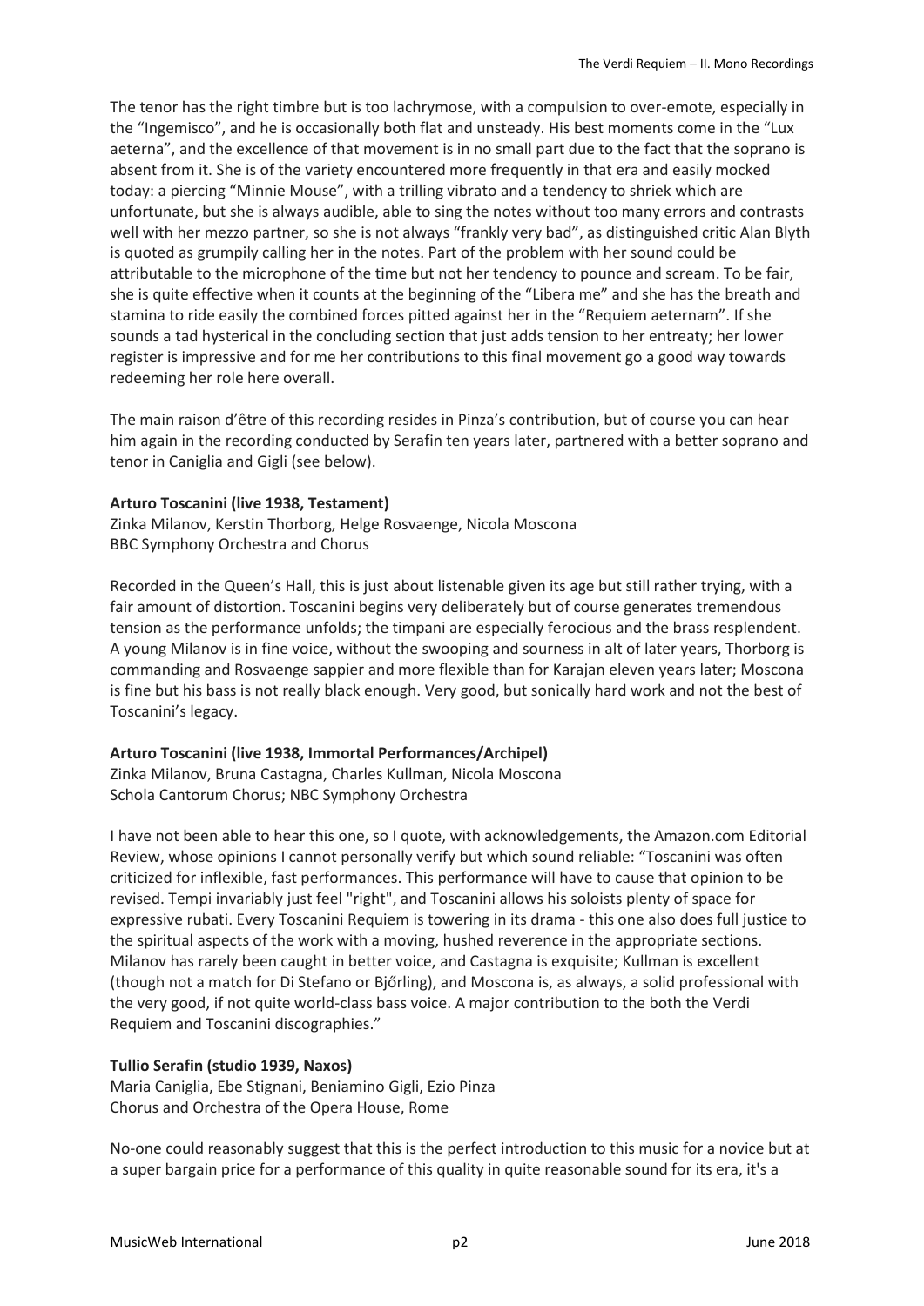The tenor has the right timbre but is too lachrymose, with a compulsion to over-emote, especially in the "Ingemisco", and he is occasionally both flat and unsteady. His best moments come in the "Lux aeterna", and the excellence of that movement is in no small part due to the fact that the soprano is absent from it. She is of the variety encountered more frequently in that era and easily mocked today: a piercing "Minnie Mouse", with a trilling vibrato and a tendency to shriek which are unfortunate, but she is always audible, able to sing the notes without too many errors and contrasts well with her mezzo partner, so she is not always "frankly very bad", as distinguished critic Alan Blyth is quoted as grumpily calling her in the notes. Part of the problem with her sound could be attributable to the microphone of the time but not her tendency to pounce and scream. To be fair, she is quite effective when it counts at the beginning of the "Libera me" and she has the breath and stamina to ride easily the combined forces pitted against her in the "Requiem aeternam". If she sounds a tad hysterical in the concluding section that just adds tension to her entreaty; her lower register is impressive and for me her contributions to this final movement go a good way towards redeeming her role here overall.

The main raison d'être of this recording resides in Pinza's contribution, but of course you can hear him again in the recording conducted by Serafin ten years later, partnered with a better soprano and tenor in Caniglia and Gigli (see below).

**Arturo Toscanini (live 1938, Testament)**
Zinka Milanov, Kerstin Thorborg, Helge Rosvaenge, Nicola Moscona
BBC Symphony Orchestra and Chorus

Recorded in the Queen's Hall, this is just about listenable given its age but still rather trying, with a fair amount of distortion. Toscanini begins very deliberately but of course generates tremendous tension as the performance unfolds; the timpani are especially ferocious and the brass resplendent. A young Milanov is in fine voice, without the swooping and sourness in alt of later years, Thorborg is commanding and Rosvaenge sappier and more flexible than for Karajan eleven years later; Moscona is fine but his bass is not really black enough. Very good, but sonically hard work and not the best of Toscanini's legacy.

**Arturo Toscanini (live 1938, Immortal Performances/Archipel)**
Zinka Milanov, Bruna Castagna, Charles Kullman, Nicola Moscona
Schola Cantorum Chorus; NBC Symphony Orchestra

I have not been able to hear this one, so I quote, with acknowledgements, the Amazon.com Editorial Review, whose opinions I cannot personally verify but which sound reliable: "Toscanini was often criticized for inflexible, fast performances. This performance will have to cause that opinion to be revised. Tempi invariably just feel "right", and Toscanini allows his soloists plenty of space for expressive rubati. Every Toscanini Requiem is towering in its drama - this one also does full justice to the spiritual aspects of the work with a moving, hushed reverence in the appropriate sections. Milanov has rarely been caught in better voice, and Castagna is exquisite; Kullman is excellent (though not a match for Di Stefano or Bjőrling), and Moscona is, as always, a solid professional with the very good, if not quite world-class bass voice. A major contribution to the both the Verdi Requiem and Toscanini discographies."

**Tullio Serafin (studio 1939, Naxos)**
Maria Caniglia, Ebe Stignani, Beniamino Gigli, Ezio Pinza
Chorus and Orchestra of the Opera House, Rome

No-one could reasonably suggest that this is the perfect introduction to this music for a novice but at a super bargain price for a performance of this quality in quite reasonable sound for its era, it's a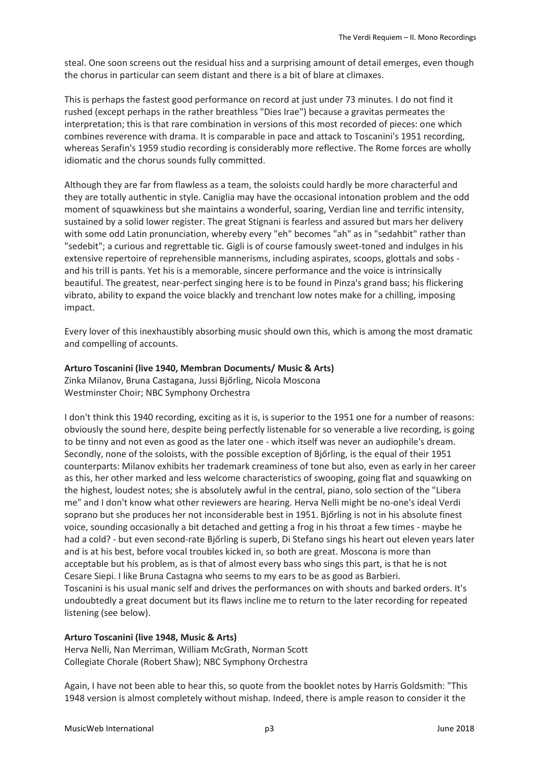steal. One soon screens out the residual hiss and a surprising amount of detail emerges, even though the chorus in particular can seem distant and there is a bit of blare at climaxes.

This is perhaps the fastest good performance on record at just under 73 minutes. I do not find it rushed (except perhaps in the rather breathless "Dies Irae") because a gravitas permeates the interpretation; this is that rare combination in versions of this most recorded of pieces: one which combines reverence with drama. It is comparable in pace and attack to Toscanini's 1951 recording, whereas Serafin's 1959 studio recording is considerably more reflective. The Rome forces are wholly idiomatic and the chorus sounds fully committed.

Although they are far from flawless as a team, the soloists could hardly be more characterful and they are totally authentic in style. Caniglia may have the occasional intonation problem and the odd moment of squawkiness but she maintains a wonderful, soaring, Verdian line and terrific intensity, sustained by a solid lower register. The great Stignani is fearless and assured but mars her delivery with some odd Latin pronunciation, whereby every "eh" becomes "ah" as in "sedahbit" rather than "sedebit"; a curious and regrettable tic. Gigli is of course famously sweet-toned and indulges in his extensive repertoire of reprehensible mannerisms, including aspirates, scoops, glottals and sobs - and his trill is pants. Yet his is a memorable, sincere performance and the voice is intrinsically beautiful. The greatest, near-perfect singing here is to be found in Pinza's grand bass; his flickering vibrato, ability to expand the voice blackly and trenchant low notes make for a chilling, imposing impact.

Every lover of this inexhaustibly absorbing music should own this, which is among the most dramatic and compelling of accounts.

**Arturo Toscanini (live 1940, Membran Documents/ Music & Arts)**
Zinka Milanov, Bruna Castagana, Jussi Bjőrling, Nicola Moscona
Westminster Choir; NBC Symphony Orchestra

I don't think this 1940 recording, exciting as it is, is superior to the 1951 one for a number of reasons: obviously the sound here, despite being perfectly listenable for so venerable a live recording, is going to be tinny and not even as good as the later one - which itself was never an audiophile's dream. Secondly, none of the soloists, with the possible exception of Bjőrling, is the equal of their 1951 counterparts: Milanov exhibits her trademark creaminess of tone but also, even as early in her career as this, her other marked and less welcome characteristics of swooping, going flat and squawking on the highest, loudest notes; she is absolutely awful in the central, piano, solo section of the "Libera me" and I don't know what other reviewers are hearing. Herva Nelli might be no-one's ideal Verdi soprano but she produces her not inconsiderable best in 1951. Bjőrling is not in his absolute finest voice, sounding occasionally a bit detached and getting a frog in his throat a few times - maybe he had a cold? - but even second-rate Bjőrling is superb, Di Stefano sings his heart out eleven years later and is at his best, before vocal troubles kicked in, so both are great. Moscona is more than acceptable but his problem, as is that of almost every bass who sings this part, is that he is not Cesare Siepi. I like Bruna Castagna who seems to my ears to be as good as Barbieri.
Toscanini is his usual manic self and drives the performances on with shouts and barked orders. It's undoubtedly a great document but its flaws incline me to return to the later recording for repeated listening (see below).

**Arturo Toscanini (live 1948, Music & Arts)**
Herva Nelli, Nan Merriman, William McGrath, Norman Scott
Collegiate Chorale (Robert Shaw); NBC Symphony Orchestra

Again, I have not been able to hear this, so quote from the booklet notes by Harris Goldsmith: "This 1948 version is almost completely without mishap. Indeed, there is ample reason to consider it the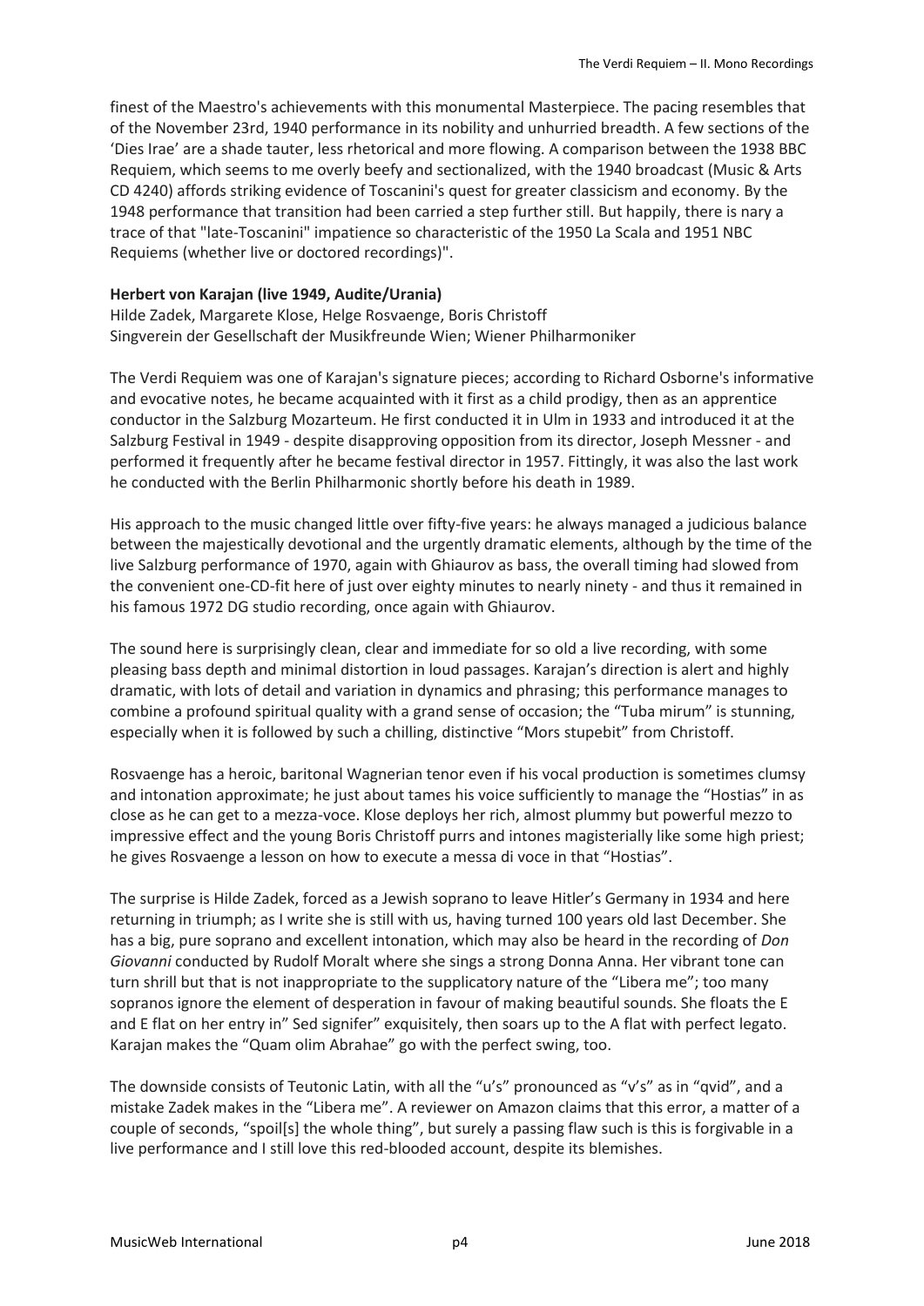finest of the Maestro's achievements with this monumental Masterpiece. The pacing resembles that of the November 23rd, 1940 performance in its nobility and unhurried breadth. A few sections of the 'Dies Irae' are a shade tauter, less rhetorical and more flowing. A comparison between the 1938 BBC Requiem, which seems to me overly beefy and sectionalized, with the 1940 broadcast (Music & Arts CD 4240) affords striking evidence of Toscanini's quest for greater classicism and economy. By the 1948 performance that transition had been carried a step further still. But happily, there is nary a trace of that "late-Toscanini" impatience so characteristic of the 1950 La Scala and 1951 NBC Requiems (whether live or doctored recordings)".

**Herbert von Karajan (live 1949, Audite/Urania)**
Hilde Zadek, Margarete Klose, Helge Rosvaenge, Boris Christoff
Singverein der Gesellschaft der Musikfreunde Wien; Wiener Philharmoniker

The Verdi Requiem was one of Karajan's signature pieces; according to Richard Osborne's informative and evocative notes, he became acquainted with it first as a child prodigy, then as an apprentice conductor in the Salzburg Mozarteum. He first conducted it in Ulm in 1933 and introduced it at the Salzburg Festival in 1949 - despite disapproving opposition from its director, Joseph Messner - and performed it frequently after he became festival director in 1957. Fittingly, it was also the last work he conducted with the Berlin Philharmonic shortly before his death in 1989.

His approach to the music changed little over fifty-five years: he always managed a judicious balance between the majestically devotional and the urgently dramatic elements, although by the time of the live Salzburg performance of 1970, again with Ghiaurov as bass, the overall timing had slowed from the convenient one-CD-fit here of just over eighty minutes to nearly ninety - and thus it remained in his famous 1972 DG studio recording, once again with Ghiaurov.

The sound here is surprisingly clean, clear and immediate for so old a live recording, with some pleasing bass depth and minimal distortion in loud passages. Karajan's direction is alert and highly dramatic, with lots of detail and variation in dynamics and phrasing; this performance manages to combine a profound spiritual quality with a grand sense of occasion; the "Tuba mirum" is stunning, especially when it is followed by such a chilling, distinctive "Mors stupebit" from Christoff.

Rosvaenge has a heroic, baritonal Wagnerian tenor even if his vocal production is sometimes clumsy and intonation approximate; he just about tames his voice sufficiently to manage the "Hostias" in as close as he can get to a mezza-voce. Klose deploys her rich, almost plummy but powerful mezzo to impressive effect and the young Boris Christoff purrs and intones magisterially like some high priest; he gives Rosvaenge a lesson on how to execute a messa di voce in that "Hostias".

The surprise is Hilde Zadek, forced as a Jewish soprano to leave Hitler's Germany in 1934 and here returning in triumph; as I write she is still with us, having turned 100 years old last December. She has a big, pure soprano and excellent intonation, which may also be heard in the recording of *Don Giovanni* conducted by Rudolf Moralt where she sings a strong Donna Anna. Her vibrant tone can turn shrill but that is not inappropriate to the supplicatory nature of the "Libera me"; too many sopranos ignore the element of desperation in favour of making beautiful sounds. She floats the E and E flat on her entry in" Sed signifer" exquisitely, then soars up to the A flat with perfect legato. Karajan makes the "Quam olim Abrahae" go with the perfect swing, too.

The downside consists of Teutonic Latin, with all the "u's" pronounced as "v's" as in "qvid", and a mistake Zadek makes in the "Libera me". A reviewer on Amazon claims that this error, a matter of a couple of seconds, "spoil[s] the whole thing", but surely a passing flaw such is this is forgivable in a live performance and I still love this red-blooded account, despite its blemishes.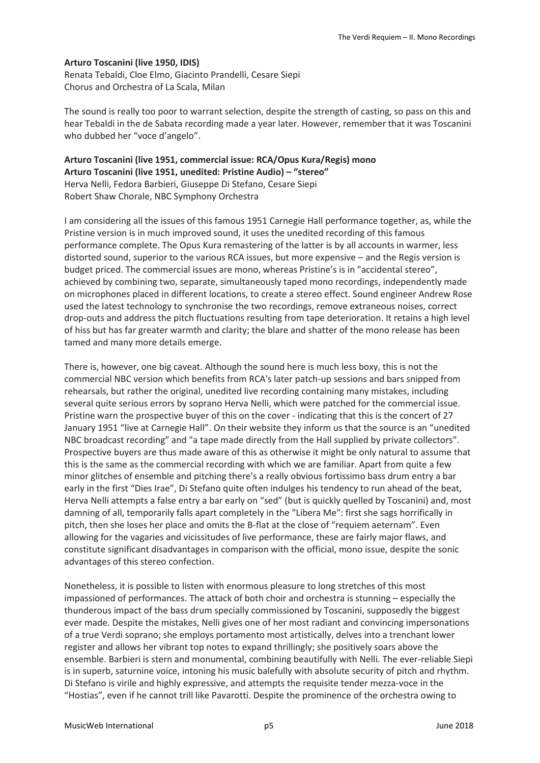**Arturo Toscanini (live 1950, IDIS)**
Renata Tebaldi, Cloe Elmo, Giacinto Prandelli, Cesare Siepi
Chorus and Orchestra of La Scala, Milan

The sound is really too poor to warrant selection, despite the strength of casting, so pass on this and hear Tebaldi in the de Sabata recording made a year later. However, remember that it was Toscanini who dubbed her "voce d'angelo".

**Arturo Toscanini (live 1951, commercial issue: RCA/Opus Kura/Regis) mono**
**Arturo Toscanini (live 1951, unedited: Pristine Audio) – "stereo"**
Herva Nelli, Fedora Barbieri, Giuseppe Di Stefano, Cesare Siepi
Robert Shaw Chorale, NBC Symphony Orchestra

I am considering all the issues of this famous 1951 Carnegie Hall performance together, as, while the Pristine version is in much improved sound, it uses the unedited recording of this famous performance complete. The Opus Kura remastering of the latter is by all accounts in warmer, less distorted sound, superior to the various RCA issues, but more expensive – and the Regis version is budget priced. The commercial issues are mono, whereas Pristine's is in "accidental stereo", achieved by combining two, separate, simultaneously taped mono recordings, independently made on microphones placed in different locations, to create a stereo effect. Sound engineer Andrew Rose used the latest technology to synchronise the two recordings, remove extraneous noises, correct drop-outs and address the pitch fluctuations resulting from tape deterioration. It retains a high level of hiss but has far greater warmth and clarity; the blare and shatter of the mono release has been tamed and many more details emerge.

There is, however, one big caveat. Although the sound here is much less boxy, this is not the commercial NBC version which benefits from RCA's later patch-up sessions and bars snipped from rehearsals, but rather the original, unedited live recording containing many mistakes, including several quite serious errors by soprano Herva Nelli, which were patched for the commercial issue. Pristine warn the prospective buyer of this on the cover - indicating that this is the concert of 27 January 1951 "live at Carnegie Hall". On their website they inform us that the source is an "unedited NBC broadcast recording" and "a tape made directly from the Hall supplied by private collectors". Prospective buyers are thus made aware of this as otherwise it might be only natural to assume that this is the same as the commercial recording with which we are familiar. Apart from quite a few minor glitches of ensemble and pitching there's a really obvious fortissimo bass drum entry a bar early in the first "Dies Irae", Di Stefano quite often indulges his tendency to run ahead of the beat, Herva Nelli attempts a false entry a bar early on "sed" (but is quickly quelled by Toscanini) and, most damning of all, temporarily falls apart completely in the "Libera Me": first she sags horrifically in pitch, then she loses her place and omits the B-flat at the close of "requiem aeternam". Even allowing for the vagaries and vicissitudes of live performance, these are fairly major flaws, and constitute significant disadvantages in comparison with the official, mono issue, despite the sonic advantages of this stereo confection.

Nonetheless, it is possible to listen with enormous pleasure to long stretches of this most impassioned of performances. The attack of both choir and orchestra is stunning – especially the thunderous impact of the bass drum specially commissioned by Toscanini, supposedly the biggest ever made. Despite the mistakes, Nelli gives one of her most radiant and convincing impersonations of a true Verdi soprano; she employs portamento most artistically, delves into a trenchant lower register and allows her vibrant top notes to expand thrillingly; she positively soars above the ensemble. Barbieri is stern and monumental, combining beautifully with Nelli. The ever-reliable Siepi is in superb, saturnine voice, intoning his music balefully with absolute security of pitch and rhythm. Di Stefano is virile and highly expressive, and attempts the requisite tender mezza-voce in the "Hostias", even if he cannot trill like Pavarotti. Despite the prominence of the orchestra owing to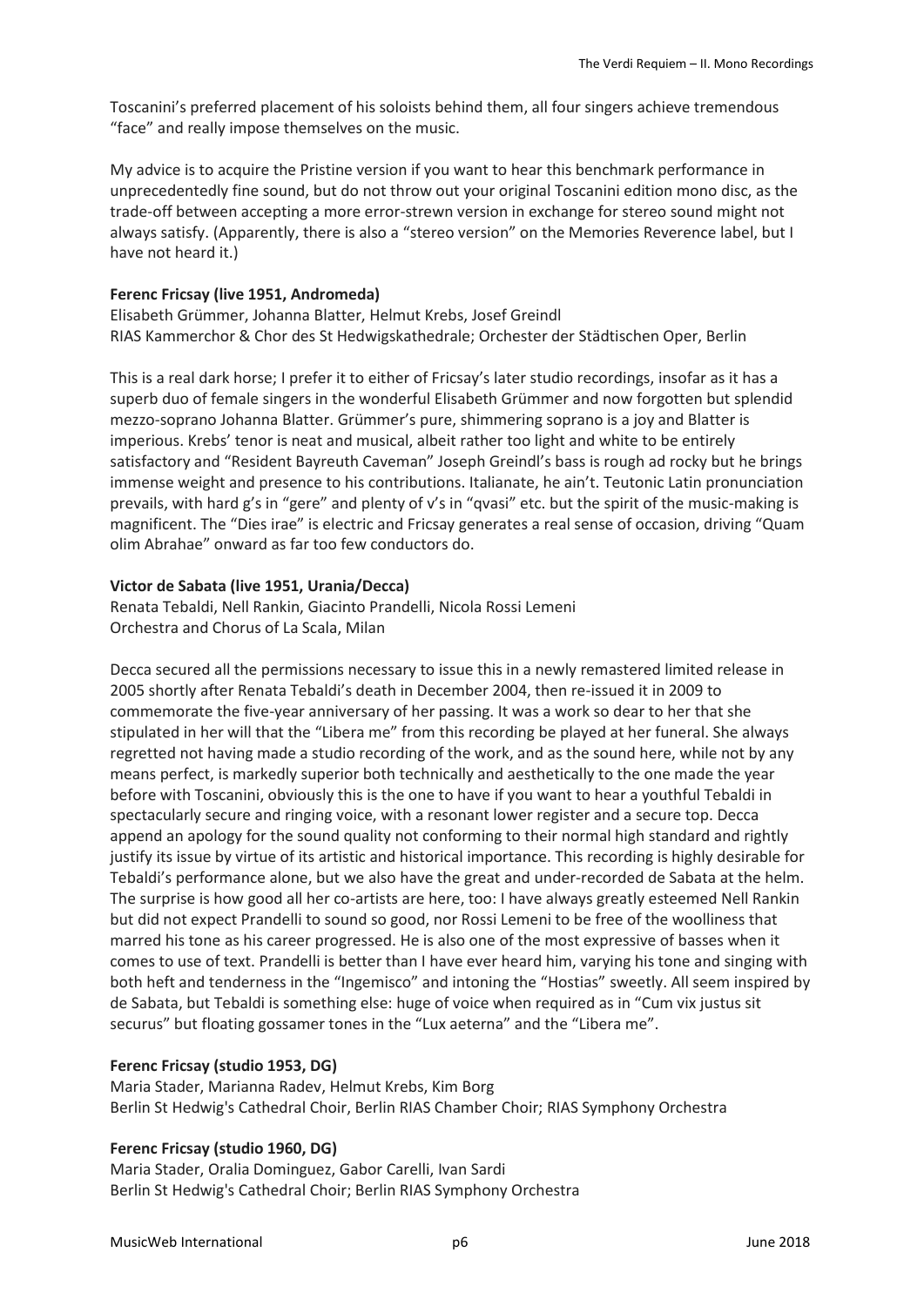Toscanini's preferred placement of his soloists behind them, all four singers achieve tremendous "face" and really impose themselves on the music.

My advice is to acquire the Pristine version if you want to hear this benchmark performance in unprecedentedly fine sound, but do not throw out your original Toscanini edition mono disc, as the trade-off between accepting a more error-strewn version in exchange for stereo sound might not always satisfy. (Apparently, there is also a "stereo version" on the Memories Reverence label, but I have not heard it.)

**Ferenc Fricsay (live 1951, Andromeda)**
Elisabeth Grümmer, Johanna Blatter, Helmut Krebs, Josef Greindl
RIAS Kammerchor & Chor des St Hedwigskathedrale; Orchester der Städtischen Oper, Berlin

This is a real dark horse; I prefer it to either of Fricsay's later studio recordings, insofar as it has a superb duo of female singers in the wonderful Elisabeth Grümmer and now forgotten but splendid mezzo-soprano Johanna Blatter. Grümmer's pure, shimmering soprano is a joy and Blatter is imperious. Krebs' tenor is neat and musical, albeit rather too light and white to be entirely satisfactory and "Resident Bayreuth Caveman" Joseph Greindl's bass is rough ad rocky but he brings immense weight and presence to his contributions. Italianate, he ain't. Teutonic Latin pronunciation prevails, with hard g's in "gere" and plenty of v's in "qvasi" etc. but the spirit of the music-making is magnificent. The "Dies irae" is electric and Fricsay generates a real sense of occasion, driving "Quam olim Abrahae" onward as far too few conductors do.

**Victor de Sabata (live 1951, Urania/Decca)**
Renata Tebaldi, Nell Rankin, Giacinto Prandelli, Nicola Rossi Lemeni
Orchestra and Chorus of La Scala, Milan

Decca secured all the permissions necessary to issue this in a newly remastered limited release in 2005 shortly after Renata Tebaldi's death in December 2004, then re-issued it in 2009 to commemorate the five-year anniversary of her passing. It was a work so dear to her that she stipulated in her will that the "Libera me" from this recording be played at her funeral. She always regretted not having made a studio recording of the work, and as the sound here, while not by any means perfect, is markedly superior both technically and aesthetically to the one made the year before with Toscanini, obviously this is the one to have if you want to hear a youthful Tebaldi in spectacularly secure and ringing voice, with a resonant lower register and a secure top. Decca append an apology for the sound quality not conforming to their normal high standard and rightly justify its issue by virtue of its artistic and historical importance. This recording is highly desirable for Tebaldi's performance alone, but we also have the great and under-recorded de Sabata at the helm. The surprise is how good all her co-artists are here, too: I have always greatly esteemed Nell Rankin but did not expect Prandelli to sound so good, nor Rossi Lemeni to be free of the woolliness that marred his tone as his career progressed. He is also one of the most expressive of basses when it comes to use of text. Prandelli is better than I have ever heard him, varying his tone and singing with both heft and tenderness in the "Ingemisco" and intoning the "Hostias" sweetly. All seem inspired by de Sabata, but Tebaldi is something else: huge of voice when required as in "Cum vix justus sit securus" but floating gossamer tones in the "Lux aeterna" and the "Libera me".

**Ferenc Fricsay (studio 1953, DG)**
Maria Stader, Marianna Radev, Helmut Krebs, Kim Borg
Berlin St Hedwig's Cathedral Choir, Berlin RIAS Chamber Choir; RIAS Symphony Orchestra

**Ferenc Fricsay (studio 1960, DG)**
Maria Stader, Oralia Dominguez, Gabor Carelli, Ivan Sardi
Berlin St Hedwig's Cathedral Choir; Berlin RIAS Symphony Orchestra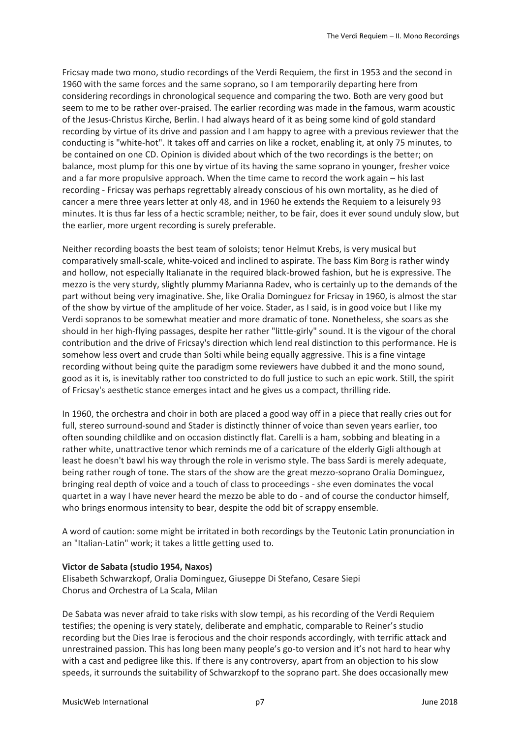Fricsay made two mono, studio recordings of the Verdi Requiem, the first in 1953 and the second in 1960 with the same forces and the same soprano, so I am temporarily departing here from considering recordings in chronological sequence and comparing the two. Both are very good but seem to me to be rather over-praised. The earlier recording was made in the famous, warm acoustic of the Jesus-Christus Kirche, Berlin. I had always heard of it as being some kind of gold standard recording by virtue of its drive and passion and I am happy to agree with a previous reviewer that the conducting is "white-hot". It takes off and carries on like a rocket, enabling it, at only 75 minutes, to be contained on one CD. Opinion is divided about which of the two recordings is the better; on balance, most plump for this one by virtue of its having the same soprano in younger, fresher voice and a far more propulsive approach. When the time came to record the work again – his last recording - Fricsay was perhaps regrettably already conscious of his own mortality, as he died of cancer a mere three years letter at only 48, and in 1960 he extends the Requiem to a leisurely 93 minutes. It is thus far less of a hectic scramble; neither, to be fair, does it ever sound unduly slow, but the earlier, more urgent recording is surely preferable.

Neither recording boasts the best team of soloists; tenor Helmut Krebs, is very musical but comparatively small-scale, white-voiced and inclined to aspirate. The bass Kim Borg is rather windy and hollow, not especially Italianate in the required black-browed fashion, but he is expressive. The mezzo is the very sturdy, slightly plummy Marianna Radev, who is certainly up to the demands of the part without being very imaginative. She, like Oralia Dominguez for Fricsay in 1960, is almost the star of the show by virtue of the amplitude of her voice. Stader, as I said, is in good voice but I like my Verdi sopranos to be somewhat meatier and more dramatic of tone. Nonetheless, she soars as she should in her high-flying passages, despite her rather "little-girly" sound. It is the vigour of the choral contribution and the drive of Fricsay's direction which lend real distinction to this performance. He is somehow less overt and crude than Solti while being equally aggressive. This is a fine vintage recording without being quite the paradigm some reviewers have dubbed it and the mono sound, good as it is, is inevitably rather too constricted to do full justice to such an epic work. Still, the spirit of Fricsay's aesthetic stance emerges intact and he gives us a compact, thrilling ride.

In 1960, the orchestra and choir in both are placed a good way off in a piece that really cries out for full, stereo surround-sound and Stader is distinctly thinner of voice than seven years earlier, too often sounding childlike and on occasion distinctly flat. Carelli is a ham, sobbing and bleating in a rather white, unattractive tenor which reminds me of a caricature of the elderly Gigli although at least he doesn't bawl his way through the role in verismo style. The bass Sardi is merely adequate, being rather rough of tone. The stars of the show are the great mezzo-soprano Oralia Dominguez, bringing real depth of voice and a touch of class to proceedings - she even dominates the vocal quartet in a way I have never heard the mezzo be able to do - and of course the conductor himself, who brings enormous intensity to bear, despite the odd bit of scrappy ensemble.

A word of caution: some might be irritated in both recordings by the Teutonic Latin pronunciation in an "Italian-Latin" work; it takes a little getting used to.

**Victor de Sabata (studio 1954, Naxos)**
Elisabeth Schwarzkopf, Oralia Dominguez, Giuseppe Di Stefano, Cesare Siepi
Chorus and Orchestra of La Scala, Milan

De Sabata was never afraid to take risks with slow tempi, as his recording of the Verdi Requiem testifies; the opening is very stately, deliberate and emphatic, comparable to Reiner's studio recording but the Dies Irae is ferocious and the choir responds accordingly, with terrific attack and unrestrained passion. This has long been many people's go-to version and it's not hard to hear why with a cast and pedigree like this. If there is any controversy, apart from an objection to his slow speeds, it surrounds the suitability of Schwarzkopf to the soprano part. She does occasionally mew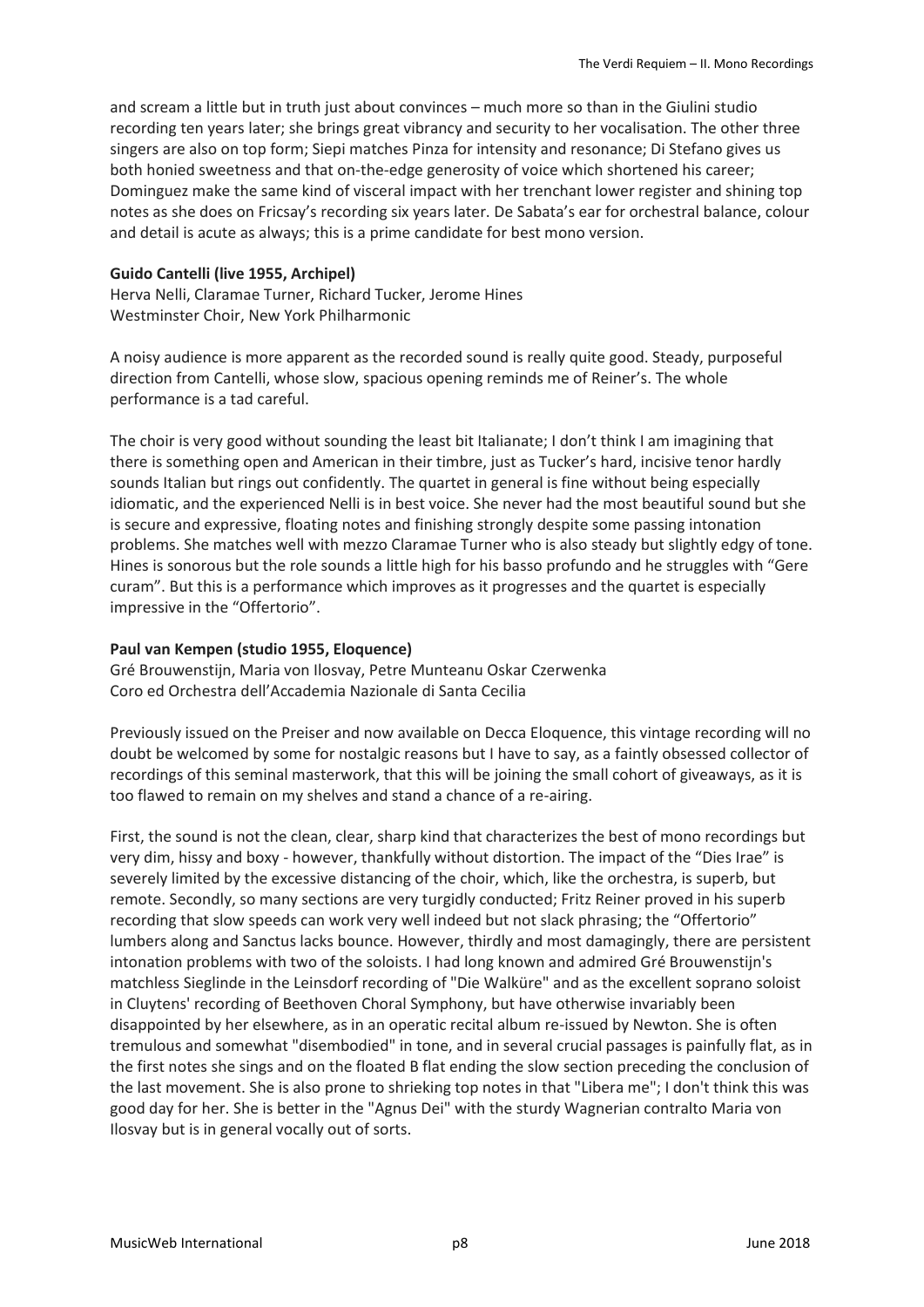and scream a little but in truth just about convinces – much more so than in the Giulini studio recording ten years later; she brings great vibrancy and security to her vocalisation. The other three singers are also on top form; Siepi matches Pinza for intensity and resonance; Di Stefano gives us both honied sweetness and that on-the-edge generosity of voice which shortened his career; Dominguez make the same kind of visceral impact with her trenchant lower register and shining top notes as she does on Fricsay's recording six years later. De Sabata's ear for orchestral balance, colour and detail is acute as always; this is a prime candidate for best mono version.

**Guido Cantelli (live 1955, Archipel)**
Herva Nelli, Claramae Turner, Richard Tucker, Jerome Hines
Westminster Choir, New York Philharmonic

A noisy audience is more apparent as the recorded sound is really quite good. Steady, purposeful direction from Cantelli, whose slow, spacious opening reminds me of Reiner's. The whole performance is a tad careful.

The choir is very good without sounding the least bit Italianate; I don't think I am imagining that there is something open and American in their timbre, just as Tucker's hard, incisive tenor hardly sounds Italian but rings out confidently. The quartet in general is fine without being especially idiomatic, and the experienced Nelli is in best voice. She never had the most beautiful sound but she is secure and expressive, floating notes and finishing strongly despite some passing intonation problems. She matches well with mezzo Claramae Turner who is also steady but slightly edgy of tone. Hines is sonorous but the role sounds a little high for his basso profundo and he struggles with "Gere curam". But this is a performance which improves as it progresses and the quartet is especially impressive in the "Offertorio".

**Paul van Kempen (studio 1955, Eloquence)**
Gré Brouwenstijn, Maria von Ilosvay, Petre Munteanu Oskar Czerwenka
Coro ed Orchestra dell'Accademia Nazionale di Santa Cecilia

Previously issued on the Preiser and now available on Decca Eloquence, this vintage recording will no doubt be welcomed by some for nostalgic reasons but I have to say, as a faintly obsessed collector of recordings of this seminal masterwork, that this will be joining the small cohort of giveaways, as it is too flawed to remain on my shelves and stand a chance of a re-airing.

First, the sound is not the clean, clear, sharp kind that characterizes the best of mono recordings but very dim, hissy and boxy - however, thankfully without distortion. The impact of the "Dies Irae" is severely limited by the excessive distancing of the choir, which, like the orchestra, is superb, but remote. Secondly, so many sections are very turgidly conducted; Fritz Reiner proved in his superb recording that slow speeds can work very well indeed but not slack phrasing; the "Offertorio" lumbers along and Sanctus lacks bounce. However, thirdly and most damagingly, there are persistent intonation problems with two of the soloists. I had long known and admired Gré Brouwenstijn's matchless Sieglinde in the Leinsdorf recording of "Die Walküre" and as the excellent soprano soloist in Cluytens' recording of Beethoven Choral Symphony, but have otherwise invariably been disappointed by her elsewhere, as in an operatic recital album re-issued by Newton. She is often tremulous and somewhat "disembodied" in tone, and in several crucial passages is painfully flat, as in the first notes she sings and on the floated B flat ending the slow section preceding the conclusion of the last movement. She is also prone to shrieking top notes in that "Libera me"; I don't think this was good day for her. She is better in the "Agnus Dei" with the sturdy Wagnerian contralto Maria von Ilosvay but is in general vocally out of sorts.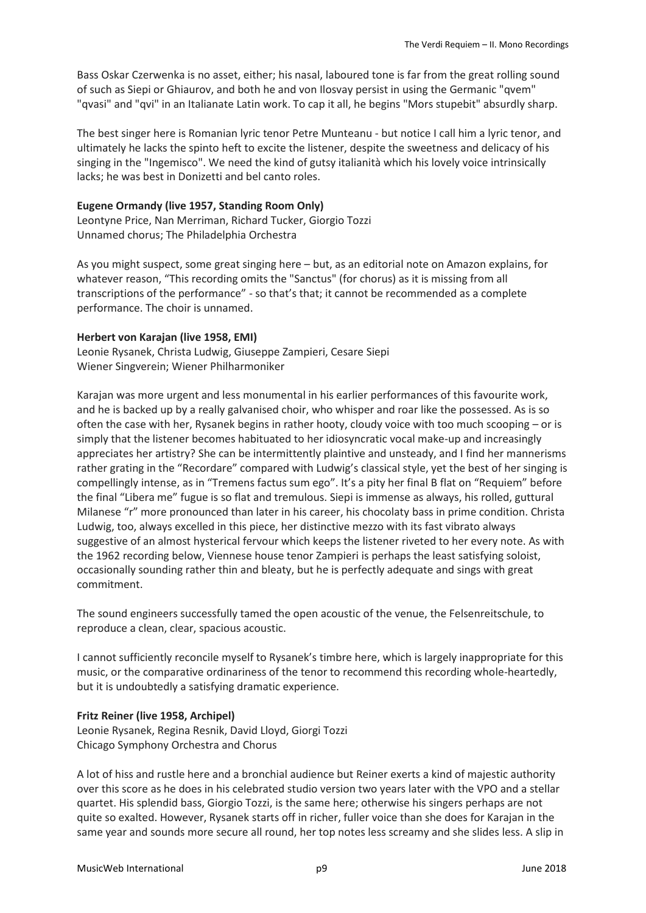Bass Oskar Czerwenka is no asset, either; his nasal, laboured tone is far from the great rolling sound of such as Siepi or Ghiaurov, and both he and von Ilosvay persist in using the Germanic "qvem" "qvasi" and "qvi" in an Italianate Latin work. To cap it all, he begins "Mors stupebit" absurdly sharp.

The best singer here is Romanian lyric tenor Petre Munteanu - but notice I call him a lyric tenor, and ultimately he lacks the spinto heft to excite the listener, despite the sweetness and delicacy of his singing in the "Ingemisco". We need the kind of gutsy italianità which his lovely voice intrinsically lacks; he was best in Donizetti and bel canto roles.

**Eugene Ormandy (live 1957, Standing Room Only)**
Leontyne Price, Nan Merriman, Richard Tucker, Giorgio Tozzi
Unnamed chorus; The Philadelphia Orchestra

As you might suspect, some great singing here – but, as an editorial note on Amazon explains, for whatever reason, "This recording omits the "Sanctus" (for chorus) as it is missing from all transcriptions of the performance" - so that's that; it cannot be recommended as a complete performance. The choir is unnamed.

**Herbert von Karajan (live 1958, EMI)**
Leonie Rysanek, Christa Ludwig, Giuseppe Zampieri, Cesare Siepi
Wiener Singverein; Wiener Philharmoniker

Karajan was more urgent and less monumental in his earlier performances of this favourite work, and he is backed up by a really galvanised choir, who whisper and roar like the possessed. As is so often the case with her, Rysanek begins in rather hooty, cloudy voice with too much scooping – or is simply that the listener becomes habituated to her idiosyncratic vocal make-up and increasingly appreciates her artistry? She can be intermittently plaintive and unsteady, and I find her mannerisms rather grating in the "Recordare" compared with Ludwig's classical style, yet the best of her singing is compellingly intense, as in "Tremens factus sum ego". It's a pity her final B flat on "Requiem" before the final "Libera me" fugue is so flat and tremulous. Siepi is immense as always, his rolled, guttural Milanese "r" more pronounced than later in his career, his chocolaty bass in prime condition. Christa Ludwig, too, always excelled in this piece, her distinctive mezzo with its fast vibrato always suggestive of an almost hysterical fervour which keeps the listener riveted to her every note. As with the 1962 recording below, Viennese house tenor Zampieri is perhaps the least satisfying soloist, occasionally sounding rather thin and bleaty, but he is perfectly adequate and sings with great commitment.

The sound engineers successfully tamed the open acoustic of the venue, the Felsenreitschule, to reproduce a clean, clear, spacious acoustic.

I cannot sufficiently reconcile myself to Rysanek's timbre here, which is largely inappropriate for this music, or the comparative ordinariness of the tenor to recommend this recording whole-heartedly, but it is undoubtedly a satisfying dramatic experience.

**Fritz Reiner (live 1958, Archipel)**
Leonie Rysanek, Regina Resnik, David Lloyd, Giorgi Tozzi
Chicago Symphony Orchestra and Chorus

A lot of hiss and rustle here and a bronchial audience but Reiner exerts a kind of majestic authority over this score as he does in his celebrated studio version two years later with the VPO and a stellar quartet. His splendid bass, Giorgio Tozzi, is the same here; otherwise his singers perhaps are not quite so exalted. However, Rysanek starts off in richer, fuller voice than she does for Karajan in the same year and sounds more secure all round, her top notes less screamy and she slides less. A slip in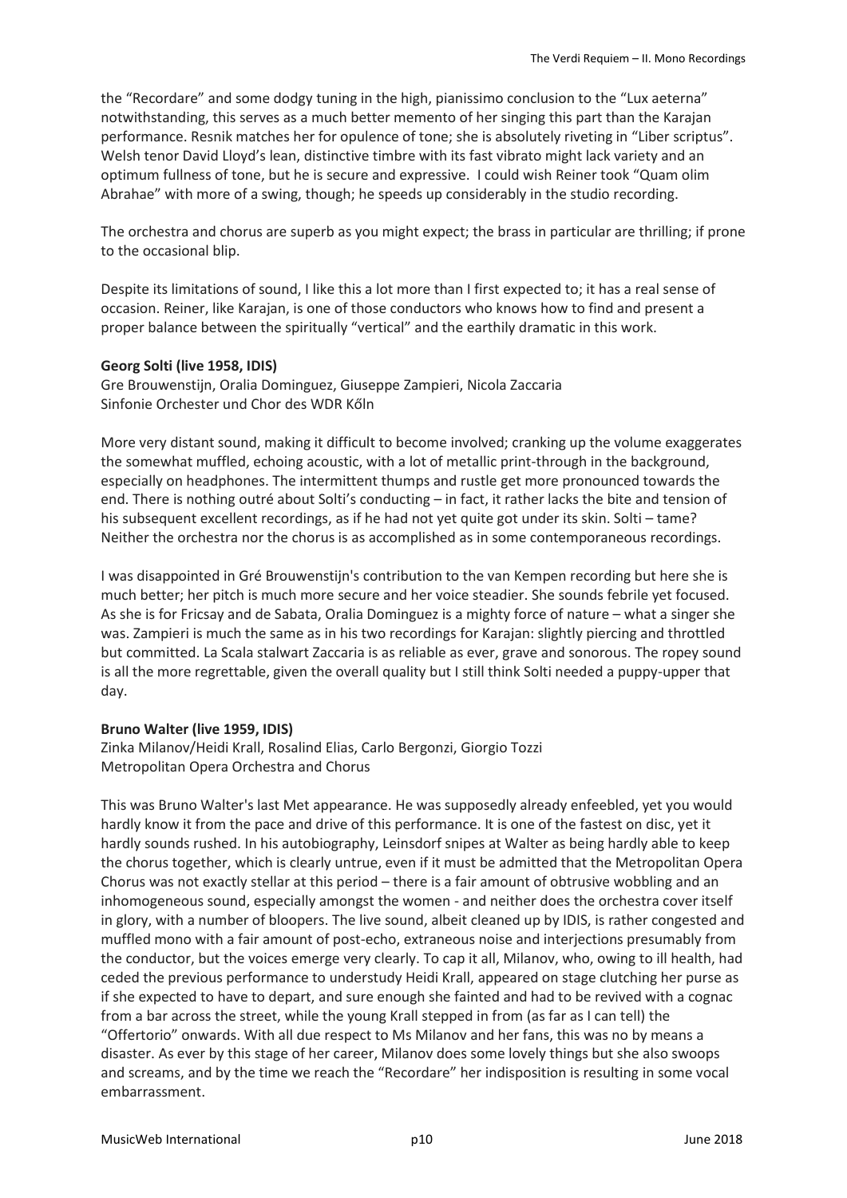the "Recordare" and some dodgy tuning in the high, pianissimo conclusion to the "Lux aeterna" notwithstanding, this serves as a much better memento of her singing this part than the Karajan performance. Resnik matches her for opulence of tone; she is absolutely riveting in "Liber scriptus". Welsh tenor David Lloyd's lean, distinctive timbre with its fast vibrato might lack variety and an optimum fullness of tone, but he is secure and expressive. I could wish Reiner took "Quam olim Abrahae" with more of a swing, though; he speeds up considerably in the studio recording.

The orchestra and chorus are superb as you might expect; the brass in particular are thrilling; if prone to the occasional blip.

Despite its limitations of sound, I like this a lot more than I first expected to; it has a real sense of occasion. Reiner, like Karajan, is one of those conductors who knows how to find and present a proper balance between the spiritually "vertical" and the earthily dramatic in this work.

**Georg Solti (live 1958, IDIS)**
Gre Brouwenstijn, Oralia Dominguez, Giuseppe Zampieri, Nicola Zaccaria
Sinfonie Orchester und Chor des WDR Kőln

More very distant sound, making it difficult to become involved; cranking up the volume exaggerates the somewhat muffled, echoing acoustic, with a lot of metallic print-through in the background, especially on headphones. The intermittent thumps and rustle get more pronounced towards the end. There is nothing outré about Solti's conducting – in fact, it rather lacks the bite and tension of his subsequent excellent recordings, as if he had not yet quite got under its skin. Solti – tame? Neither the orchestra nor the chorus is as accomplished as in some contemporaneous recordings.

I was disappointed in Gré Brouwenstijn's contribution to the van Kempen recording but here she is much better; her pitch is much more secure and her voice steadier. She sounds febrile yet focused. As she is for Fricsay and de Sabata, Oralia Dominguez is a mighty force of nature – what a singer she was. Zampieri is much the same as in his two recordings for Karajan: slightly piercing and throttled but committed. La Scala stalwart Zaccaria is as reliable as ever, grave and sonorous. The ropey sound is all the more regrettable, given the overall quality but I still think Solti needed a puppy-upper that day.

**Bruno Walter (live 1959, IDIS)**
Zinka Milanov/Heidi Krall, Rosalind Elias, Carlo Bergonzi, Giorgio Tozzi
Metropolitan Opera Orchestra and Chorus

This was Bruno Walter's last Met appearance. He was supposedly already enfeebled, yet you would hardly know it from the pace and drive of this performance. It is one of the fastest on disc, yet it hardly sounds rushed. In his autobiography, Leinsdorf snipes at Walter as being hardly able to keep the chorus together, which is clearly untrue, even if it must be admitted that the Metropolitan Opera Chorus was not exactly stellar at this period – there is a fair amount of obtrusive wobbling and an inhomogeneous sound, especially amongst the women - and neither does the orchestra cover itself in glory, with a number of bloopers. The live sound, albeit cleaned up by IDIS, is rather congested and muffled mono with a fair amount of post-echo, extraneous noise and interjections presumably from the conductor, but the voices emerge very clearly. To cap it all, Milanov, who, owing to ill health, had ceded the previous performance to understudy Heidi Krall, appeared on stage clutching her purse as if she expected to have to depart, and sure enough she fainted and had to be revived with a cognac from a bar across the street, while the young Krall stepped in from (as far as I can tell) the "Offertorio" onwards. With all due respect to Ms Milanov and her fans, this was no by means a disaster. As ever by this stage of her career, Milanov does some lovely things but she also swoops and screams, and by the time we reach the "Recordare" her indisposition is resulting in some vocal embarrassment.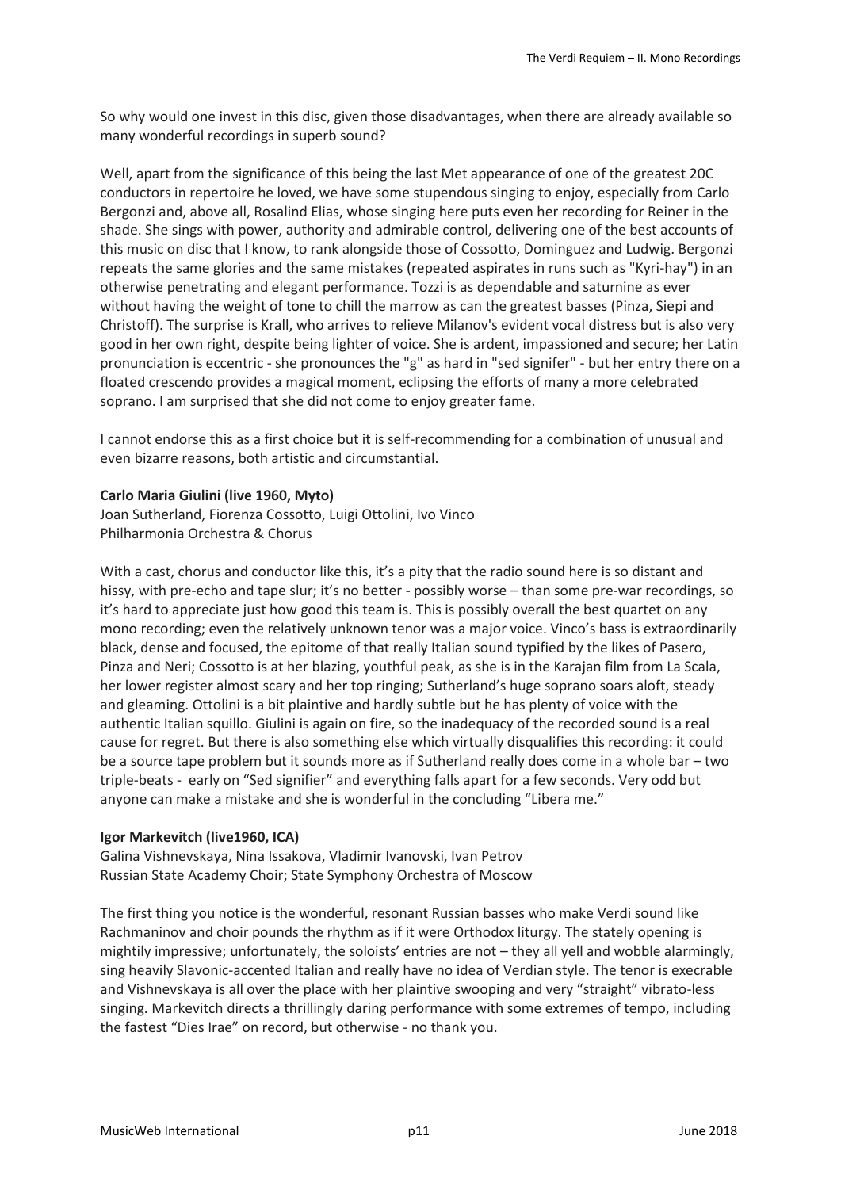So why would one invest in this disc, given those disadvantages, when there are already available so many wonderful recordings in superb sound?

Well, apart from the significance of this being the last Met appearance of one of the greatest 20C conductors in repertoire he loved, we have some stupendous singing to enjoy, especially from Carlo Bergonzi and, above all, Rosalind Elias, whose singing here puts even her recording for Reiner in the shade. She sings with power, authority and admirable control, delivering one of the best accounts of this music on disc that I know, to rank alongside those of Cossotto, Dominguez and Ludwig. Bergonzi repeats the same glories and the same mistakes (repeated aspirates in runs such as "Kyri-hay") in an otherwise penetrating and elegant performance. Tozzi is as dependable and saturnine as ever without having the weight of tone to chill the marrow as can the greatest basses (Pinza, Siepi and Christoff). The surprise is Krall, who arrives to relieve Milanov's evident vocal distress but is also very good in her own right, despite being lighter of voice. She is ardent, impassioned and secure; her Latin pronunciation is eccentric - she pronounces the "g" as hard in "sed signifer" - but her entry there on a floated crescendo provides a magical moment, eclipsing the efforts of many a more celebrated soprano. I am surprised that she did not come to enjoy greater fame.

I cannot endorse this as a first choice but it is self-recommending for a combination of unusual and even bizarre reasons, both artistic and circumstantial.

**Carlo Maria Giulini (live 1960, Myto)**
Joan Sutherland, Fiorenza Cossotto, Luigi Ottolini, Ivo Vinco
Philharmonia Orchestra & Chorus

With a cast, chorus and conductor like this, it's a pity that the radio sound here is so distant and hissy, with pre-echo and tape slur; it's no better - possibly worse – than some pre-war recordings, so it's hard to appreciate just how good this team is. This is possibly overall the best quartet on any mono recording; even the relatively unknown tenor was a major voice. Vinco's bass is extraordinarily black, dense and focused, the epitome of that really Italian sound typified by the likes of Pasero, Pinza and Neri; Cossotto is at her blazing, youthful peak, as she is in the Karajan film from La Scala, her lower register almost scary and her top ringing; Sutherland's huge soprano soars aloft, steady and gleaming. Ottolini is a bit plaintive and hardly subtle but he has plenty of voice with the authentic Italian squillo. Giulini is again on fire, so the inadequacy of the recorded sound is a real cause for regret. But there is also something else which virtually disqualifies this recording: it could be a source tape problem but it sounds more as if Sutherland really does come in a whole bar – two triple-beats - early on "Sed signifier" and everything falls apart for a few seconds. Very odd but anyone can make a mistake and she is wonderful in the concluding "Libera me."

**Igor Markevitch (live1960, ICA)**
Galina Vishnevskaya, Nina Issakova, Vladimir Ivanovski, Ivan Petrov
Russian State Academy Choir; State Symphony Orchestra of Moscow

The first thing you notice is the wonderful, resonant Russian basses who make Verdi sound like Rachmaninov and choir pounds the rhythm as if it were Orthodox liturgy. The stately opening is mightily impressive; unfortunately, the soloists' entries are not – they all yell and wobble alarmingly, sing heavily Slavonic-accented Italian and really have no idea of Verdian style. The tenor is execrable and Vishnevskaya is all over the place with her plaintive swooping and very "straight" vibrato-less singing. Markevitch directs a thrillingly daring performance with some extremes of tempo, including the fastest "Dies Irae" on record, but otherwise - no thank you.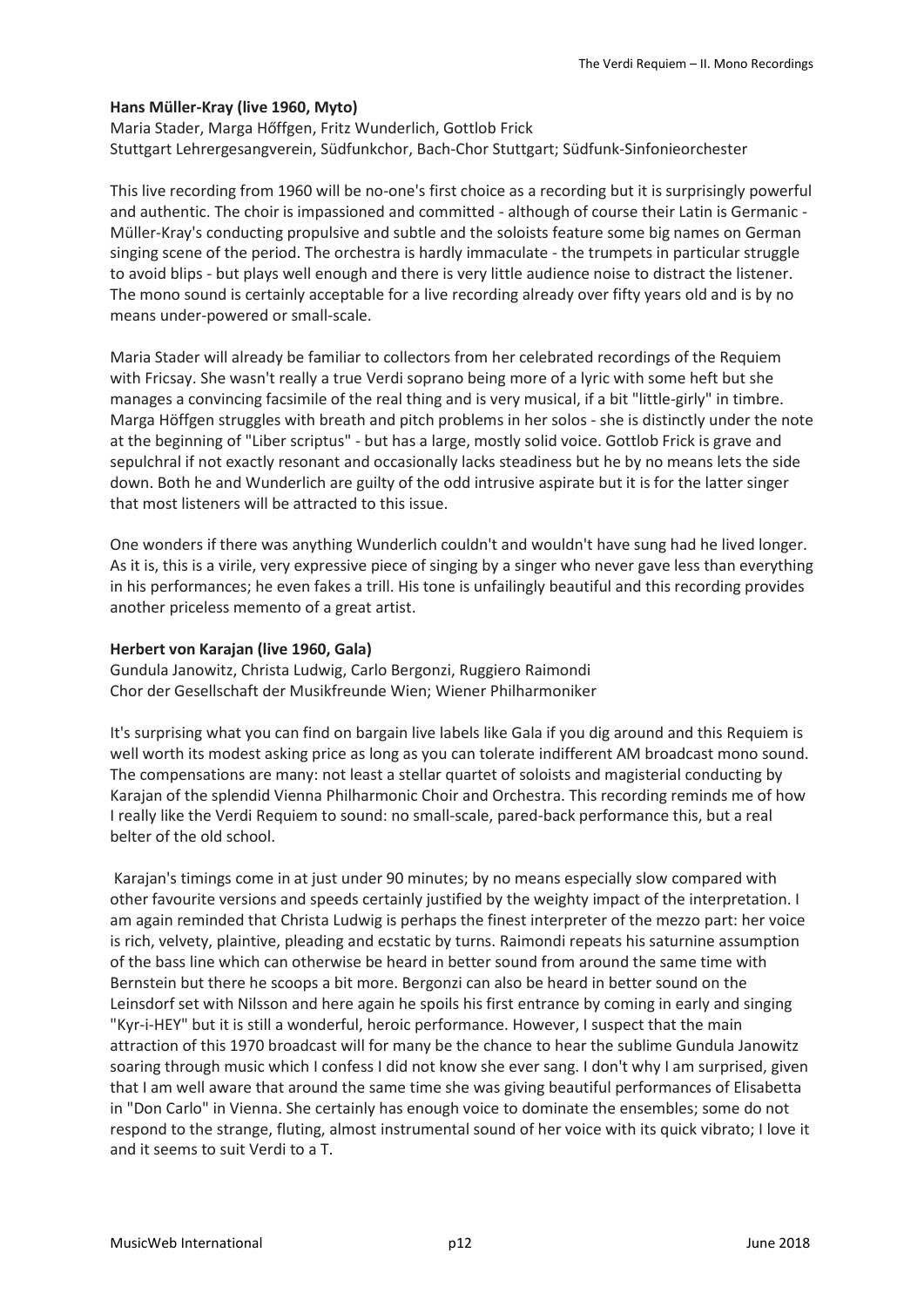**Hans Müller-Kray (live 1960, Myto)**
Maria Stader, Marga Hőffgen, Fritz Wunderlich, Gottlob Frick
Stuttgart Lehrergesangverein, Südfunkchor, Bach-Chor Stuttgart; Südfunk-Sinfonieorchester

This live recording from 1960 will be no-one's first choice as a recording but it is surprisingly powerful and authentic. The choir is impassioned and committed - although of course their Latin is Germanic - Müller-Kray's conducting propulsive and subtle and the soloists feature some big names on German singing scene of the period. The orchestra is hardly immaculate - the trumpets in particular struggle to avoid blips - but plays well enough and there is very little audience noise to distract the listener. The mono sound is certainly acceptable for a live recording already over fifty years old and is by no means under-powered or small-scale.

Maria Stader will already be familiar to collectors from her celebrated recordings of the Requiem with Fricsay. She wasn't really a true Verdi soprano being more of a lyric with some heft but she manages a convincing facsimile of the real thing and is very musical, if a bit "little-girly" in timbre. Marga Höffgen struggles with breath and pitch problems in her solos - she is distinctly under the note at the beginning of "Liber scriptus" - but has a large, mostly solid voice. Gottlob Frick is grave and sepulchral if not exactly resonant and occasionally lacks steadiness but he by no means lets the side down. Both he and Wunderlich are guilty of the odd intrusive aspirate but it is for the latter singer that most listeners will be attracted to this issue.

One wonders if there was anything Wunderlich couldn't and wouldn't have sung had he lived longer. As it is, this is a virile, very expressive piece of singing by a singer who never gave less than everything in his performances; he even fakes a trill. His tone is unfailingly beautiful and this recording provides another priceless memento of a great artist.

**Herbert von Karajan (live 1960, Gala)**
Gundula Janowitz, Christa Ludwig, Carlo Bergonzi, Ruggiero Raimondi
Chor der Gesellschaft der Musikfreunde Wien; Wiener Philharmoniker

It's surprising what you can find on bargain live labels like Gala if you dig around and this Requiem is well worth its modest asking price as long as you can tolerate indifferent AM broadcast mono sound. The compensations are many: not least a stellar quartet of soloists and magisterial conducting by Karajan of the splendid Vienna Philharmonic Choir and Orchestra. This recording reminds me of how I really like the Verdi Requiem to sound: no small-scale, pared-back performance this, but a real belter of the old school.

Karajan's timings come in at just under 90 minutes; by no means especially slow compared with other favourite versions and speeds certainly justified by the weighty impact of the interpretation. I am again reminded that Christa Ludwig is perhaps the finest interpreter of the mezzo part: her voice is rich, velvety, plaintive, pleading and ecstatic by turns. Raimondi repeats his saturnine assumption of the bass line which can otherwise be heard in better sound from around the same time with Bernstein but there he scoops a bit more. Bergonzi can also be heard in better sound on the Leinsdorf set with Nilsson and here again he spoils his first entrance by coming in early and singing "Kyr-i-HEY" but it is still a wonderful, heroic performance. However, I suspect that the main attraction of this 1970 broadcast will for many be the chance to hear the sublime Gundula Janowitz soaring through music which I confess I did not know she ever sang. I don't why I am surprised, given that I am well aware that around the same time she was giving beautiful performances of Elisabetta in "Don Carlo" in Vienna. She certainly has enough voice to dominate the ensembles; some do not respond to the strange, fluting, almost instrumental sound of her voice with its quick vibrato; I love it and it seems to suit Verdi to a T.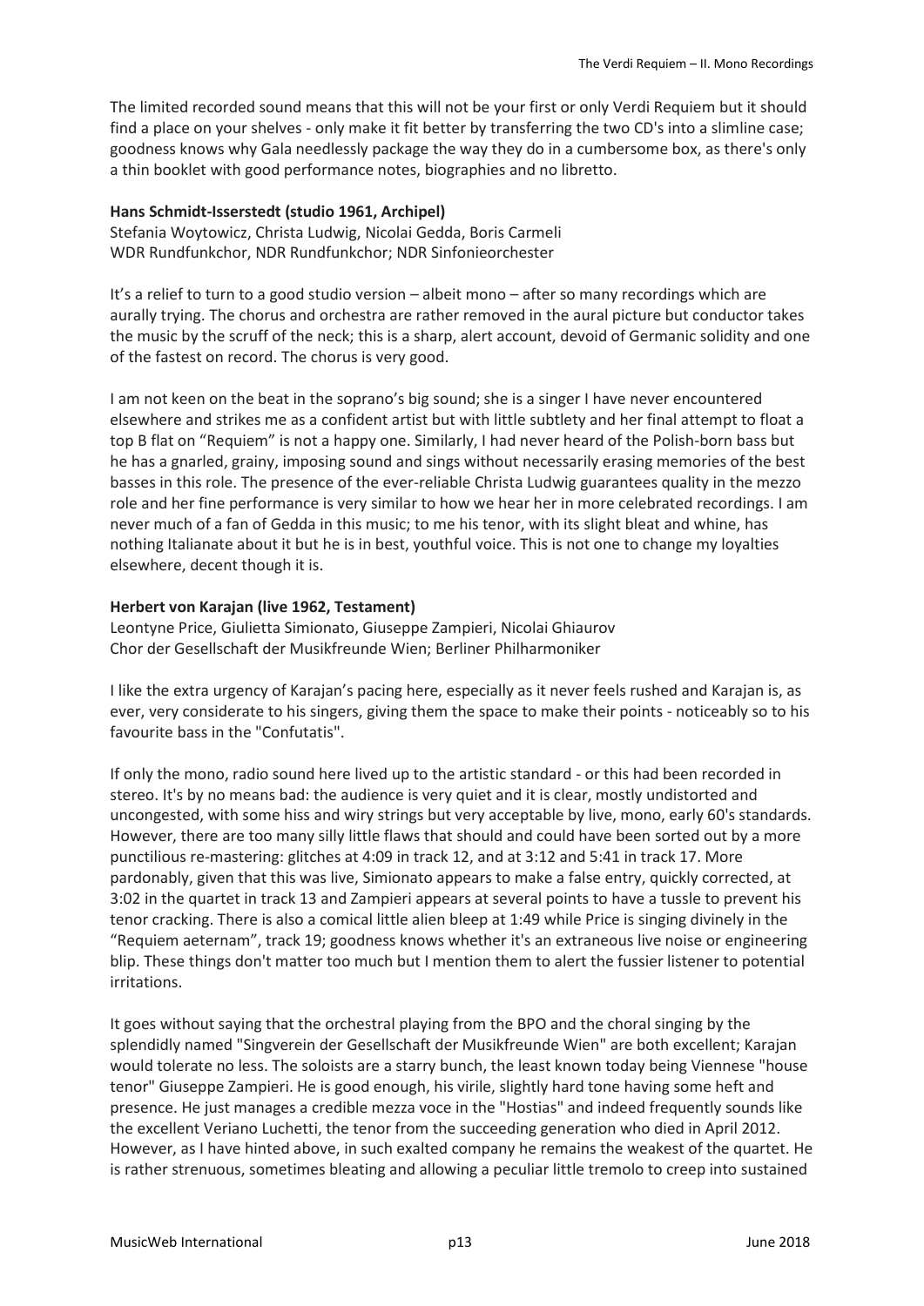The limited recorded sound means that this will not be your first or only Verdi Requiem but it should find a place on your shelves - only make it fit better by transferring the two CD's into a slimline case; goodness knows why Gala needlessly package the way they do in a cumbersome box, as there's only a thin booklet with good performance notes, biographies and no libretto.

**Hans Schmidt-Isserstedt (studio 1961, Archipel)**
Stefania Woytowicz, Christa Ludwig, Nicolai Gedda, Boris Carmeli
WDR Rundfunkchor, NDR Rundfunkchor; NDR Sinfonieorchester

It's a relief to turn to a good studio version – albeit mono – after so many recordings which are aurally trying. The chorus and orchestra are rather removed in the aural picture but conductor takes the music by the scruff of the neck; this is a sharp, alert account, devoid of Germanic solidity and one of the fastest on record. The chorus is very good.

I am not keen on the beat in the soprano's big sound; she is a singer I have never encountered elsewhere and strikes me as a confident artist but with little subtlety and her final attempt to float a top B flat on "Requiem" is not a happy one. Similarly, I had never heard of the Polish-born bass but he has a gnarled, grainy, imposing sound and sings without necessarily erasing memories of the best basses in this role. The presence of the ever-reliable Christa Ludwig guarantees quality in the mezzo role and her fine performance is very similar to how we hear her in more celebrated recordings. I am never much of a fan of Gedda in this music; to me his tenor, with its slight bleat and whine, has nothing Italianate about it but he is in best, youthful voice. This is not one to change my loyalties elsewhere, decent though it is.

**Herbert von Karajan (live 1962, Testament)**
Leontyne Price, Giulietta Simionato, Giuseppe Zampieri, Nicolai Ghiaurov
Chor der Gesellschaft der Musikfreunde Wien; Berliner Philharmoniker

I like the extra urgency of Karajan's pacing here, especially as it never feels rushed and Karajan is, as ever, very considerate to his singers, giving them the space to make their points - noticeably so to his favourite bass in the "Confutatis".

If only the mono, radio sound here lived up to the artistic standard - or this had been recorded in stereo. It's by no means bad: the audience is very quiet and it is clear, mostly undistorted and uncongested, with some hiss and wiry strings but very acceptable by live, mono, early 60's standards. However, there are too many silly little flaws that should and could have been sorted out by a more punctilious re-mastering: glitches at 4:09 in track 12, and at 3:12 and 5:41 in track 17. More pardonably, given that this was live, Simionato appears to make a false entry, quickly corrected, at 3:02 in the quartet in track 13 and Zampieri appears at several points to have a tussle to prevent his tenor cracking. There is also a comical little alien bleep at 1:49 while Price is singing divinely in the "Requiem aeternam", track 19; goodness knows whether it's an extraneous live noise or engineering blip. These things don't matter too much but I mention them to alert the fussier listener to potential irritations.

It goes without saying that the orchestral playing from the BPO and the choral singing by the splendidly named "Singverein der Gesellschaft der Musikfreunde Wien" are both excellent; Karajan would tolerate no less. The soloists are a starry bunch, the least known today being Viennese "house tenor" Giuseppe Zampieri. He is good enough, his virile, slightly hard tone having some heft and presence. He just manages a credible mezza voce in the "Hostias" and indeed frequently sounds like the excellent Veriano Luchetti, the tenor from the succeeding generation who died in April 2012. However, as I have hinted above, in such exalted company he remains the weakest of the quartet. He is rather strenuous, sometimes bleating and allowing a peculiar little tremolo to creep into sustained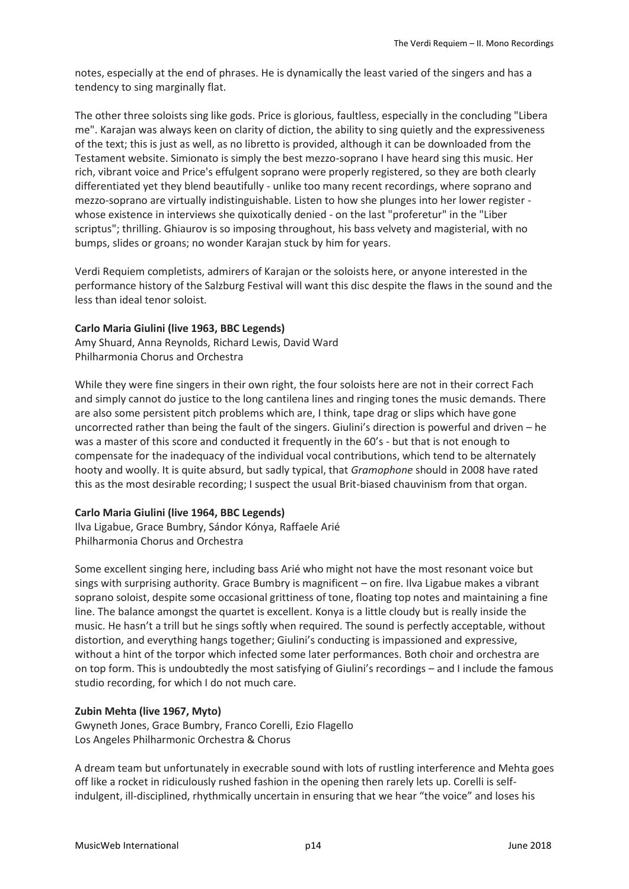notes, especially at the end of phrases. He is dynamically the least varied of the singers and has a tendency to sing marginally flat.

The other three soloists sing like gods. Price is glorious, faultless, especially in the concluding "Libera me". Karajan was always keen on clarity of diction, the ability to sing quietly and the expressiveness of the text; this is just as well, as no libretto is provided, although it can be downloaded from the Testament website. Simionato is simply the best mezzo-soprano I have heard sing this music. Her rich, vibrant voice and Price's effulgent soprano were properly registered, so they are both clearly differentiated yet they blend beautifully - unlike too many recent recordings, where soprano and mezzo-soprano are virtually indistinguishable. Listen to how she plunges into her lower register - whose existence in interviews she quixotically denied - on the last "proferetur" in the "Liber scriptus"; thrilling. Ghiaurov is so imposing throughout, his bass velvety and magisterial, with no bumps, slides or groans; no wonder Karajan stuck by him for years.

Verdi Requiem completists, admirers of Karajan or the soloists here, or anyone interested in the performance history of the Salzburg Festival will want this disc despite the flaws in the sound and the less than ideal tenor soloist.

**Carlo Maria Giulini (live 1963, BBC Legends)**
Amy Shuard, Anna Reynolds, Richard Lewis, David Ward
Philharmonia Chorus and Orchestra

While they were fine singers in their own right, the four soloists here are not in their correct Fach and simply cannot do justice to the long cantilena lines and ringing tones the music demands. There are also some persistent pitch problems which are, I think, tape drag or slips which have gone uncorrected rather than being the fault of the singers. Giulini's direction is powerful and driven – he was a master of this score and conducted it frequently in the 60's - but that is not enough to compensate for the inadequacy of the individual vocal contributions, which tend to be alternately hooty and woolly. It is quite absurd, but sadly typical, that *Gramophone* should in 2008 have rated this as the most desirable recording; I suspect the usual Brit-biased chauvinism from that organ.

**Carlo Maria Giulini (live 1964, BBC Legends)**
Ilva Ligabue, Grace Bumbry, Sándor Kónya, Raffaele Arié
Philharmonia Chorus and Orchestra

Some excellent singing here, including bass Arié who might not have the most resonant voice but sings with surprising authority. Grace Bumbry is magnificent – on fire. Ilva Ligabue makes a vibrant soprano soloist, despite some occasional grittiness of tone, floating top notes and maintaining a fine line. The balance amongst the quartet is excellent. Konya is a little cloudy but is really inside the music. He hasn't a trill but he sings softly when required. The sound is perfectly acceptable, without distortion, and everything hangs together; Giulini's conducting is impassioned and expressive, without a hint of the torpor which infected some later performances. Both choir and orchestra are on top form. This is undoubtedly the most satisfying of Giulini's recordings – and I include the famous studio recording, for which I do not much care.

**Zubin Mehta (live 1967, Myto)**
Gwyneth Jones, Grace Bumbry, Franco Corelli, Ezio Flagello
Los Angeles Philharmonic Orchestra & Chorus

A dream team but unfortunately in execrable sound with lots of rustling interference and Mehta goes off like a rocket in ridiculously rushed fashion in the opening then rarely lets up. Corelli is self-indulgent, ill-disciplined, rhythmically uncertain in ensuring that we hear "the voice" and loses his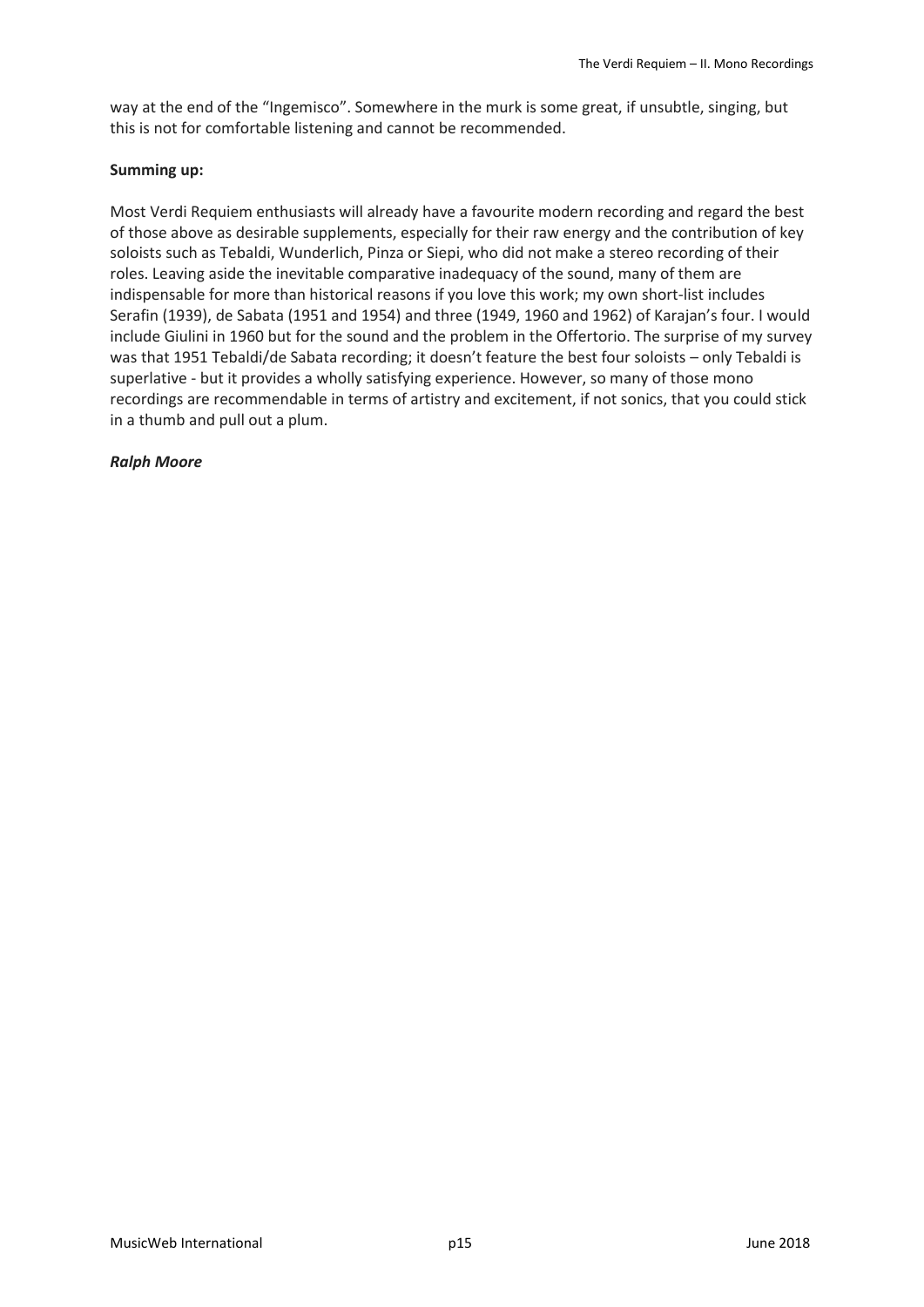way at the end of the "Ingemisco". Somewhere in the murk is some great, if unsubtle, singing, but this is not for comfortable listening and cannot be recommended.

**Summing up:**

Most Verdi Requiem enthusiasts will already have a favourite modern recording and regard the best of those above as desirable supplements, especially for their raw energy and the contribution of key soloists such as Tebaldi, Wunderlich, Pinza or Siepi, who did not make a stereo recording of their roles. Leaving aside the inevitable comparative inadequacy of the sound, many of them are indispensable for more than historical reasons if you love this work; my own short-list includes Serafin (1939), de Sabata (1951 and 1954) and three (1949, 1960 and 1962) of Karajan's four. I would include Giulini in 1960 but for the sound and the problem in the Offertorio. The surprise of my survey was that 1951 Tebaldi/de Sabata recording; it doesn't feature the best four soloists – only Tebaldi is superlative - but it provides a wholly satisfying experience. However, so many of those mono recordings are recommendable in terms of artistry and excitement, if not sonics, that you could stick in a thumb and pull out a plum.

***Ralph Moore***